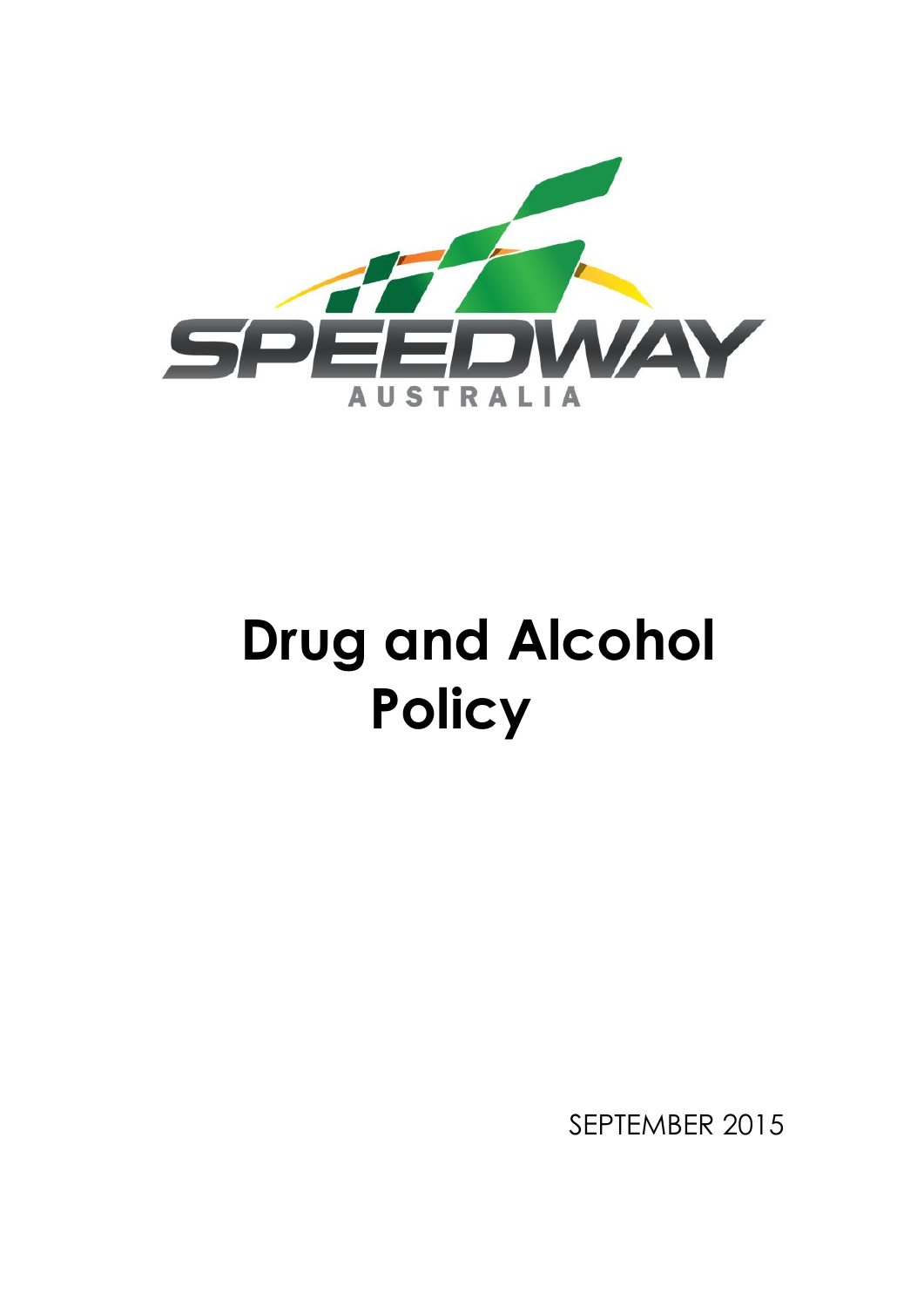SPEEDWAY AUSTRALIA

# Drug and Alcohol Policy

SEPTEMBER 2015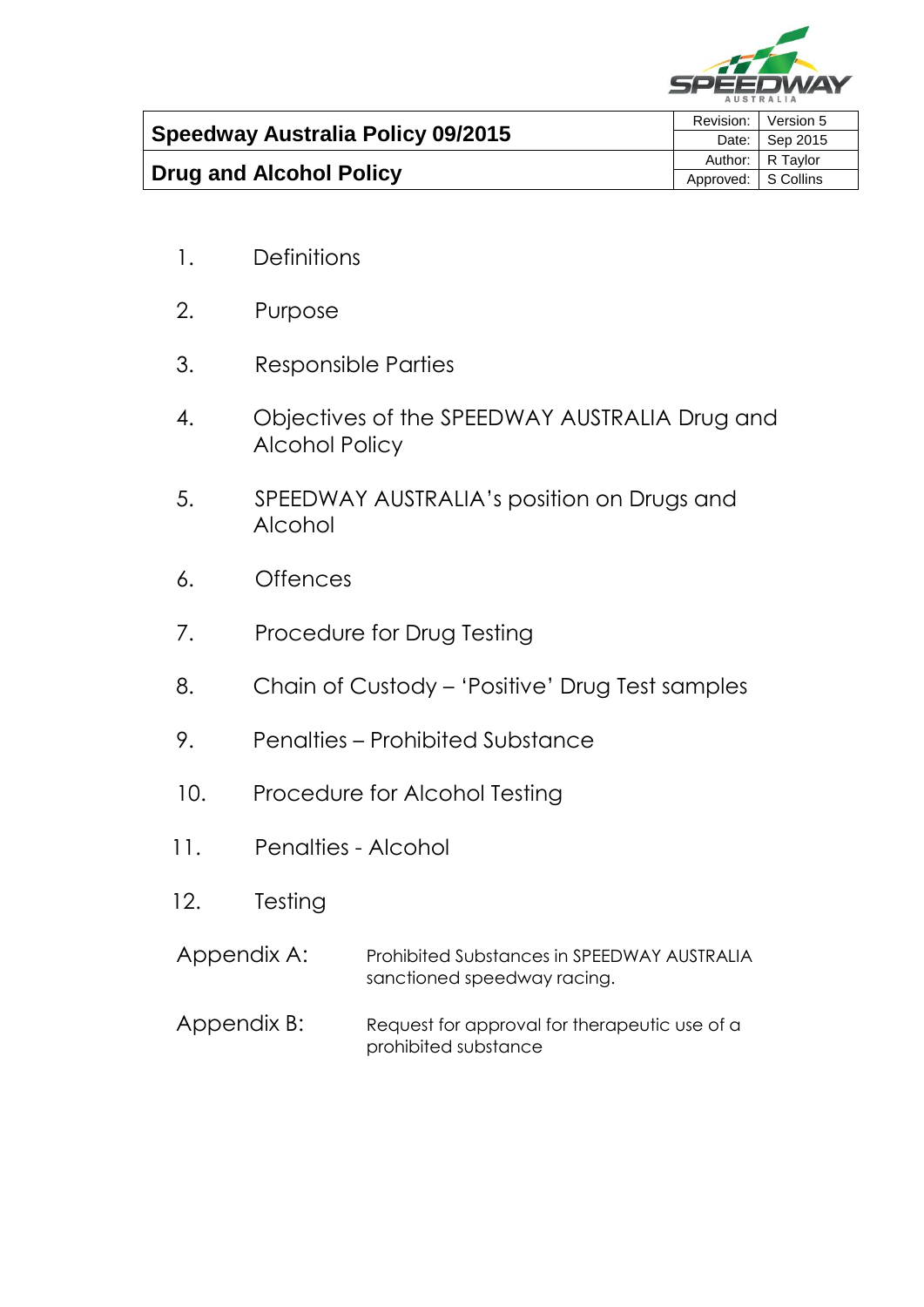| Speedway Australia Policy 09/2015 | Revision: | Version 5 |
|---|---|---|
| | Date: | Sep 2015 |
| Drug and Alcohol Policy | Author: | R Taylor |
| | Approved: | S Collins |

1. Definitions
2. Purpose
3. Responsible Parties
4. Objectives of the SPEEDWAY AUSTRALIA Drug and Alcohol Policy
5. SPEEDWAY AUSTRALIA's position on Drugs and Alcohol
6. Offences
7. Procedure for Drug Testing
8. Chain of Custody – 'Positive' Drug Test samples
9. Penalties – Prohibited Substance
10. Procedure for Alcohol Testing
11. Penalties - Alcohol
12. Testing

Appendix A: Prohibited Substances in SPEEDWAY AUSTRALIA sanctioned speedway racing.

Appendix B: Request for approval for therapeutic use of a prohibited substance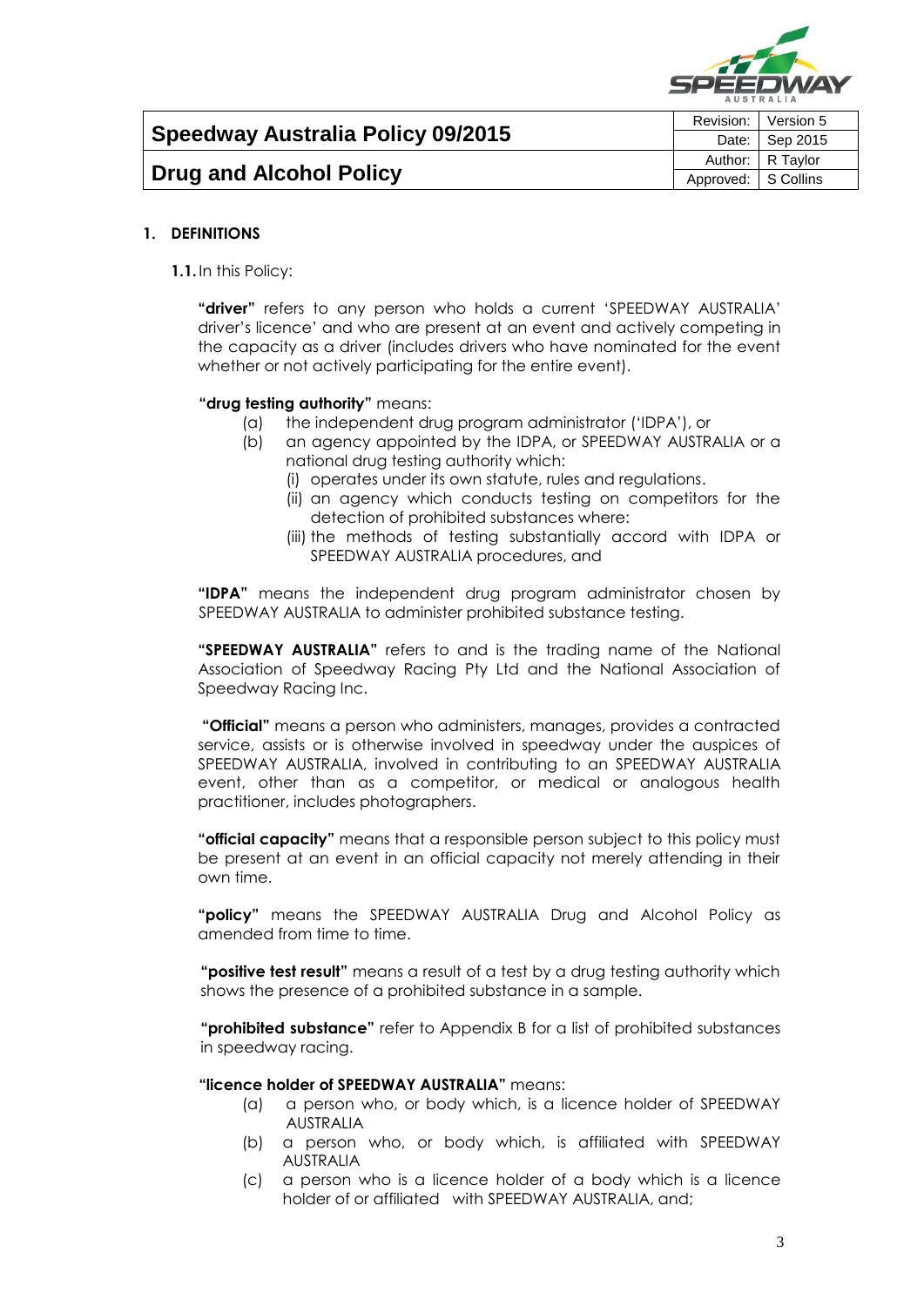| Speedway Australia Policy 09/2015 | Revision: | Version 5 |
| --- | --- | --- |
| | Date: | Sep 2015 |
| Drug and Alcohol Policy | Author: | R Taylor |
| | Approved: | S Collins |

## 1. DEFINITIONS

**1.1.** In this Policy:

**"driver"** refers to any person who holds a current 'SPEEDWAY AUSTRALIA' driver's licence' and who are present at an event and actively competing in the capacity as a driver (includes drivers who have nominated for the event whether or not actively participating for the entire event).

**"drug testing authority"** means:

(a) the independent drug program administrator ('IDPA'), or

(b) an agency appointed by the IDPA, or SPEEDWAY AUSTRALIA or a national drug testing authority which:

(i) operates under its own statute, rules and regulations.

(ii) an agency which conducts testing on competitors for the detection of prohibited substances where:

(iii) the methods of testing substantially accord with IDPA or SPEEDWAY AUSTRALIA procedures, and

**"IDPA"** means the independent drug program administrator chosen by SPEEDWAY AUSTRALIA to administer prohibited substance testing.

**"SPEEDWAY AUSTRALIA"** refers to and is the trading name of the National Association of Speedway Racing Pty Ltd and the National Association of Speedway Racing Inc.

**"Official"** means a person who administers, manages, provides a contracted service, assists or is otherwise involved in speedway under the auspices of SPEEDWAY AUSTRALIA, involved in contributing to an SPEEDWAY AUSTRALIA event, other than as a competitor, or medical or analogous health practitioner, includes photographers.

**"official capacity"** means that a responsible person subject to this policy must be present at an event in an official capacity not merely attending in their own time.

**"policy"** means the SPEEDWAY AUSTRALIA Drug and Alcohol Policy as amended from time to time.

**"positive test result"** means a result of a test by a drug testing authority which shows the presence of a prohibited substance in a sample.

**"prohibited substance"** refer to Appendix B for a list of prohibited substances in speedway racing.

**"licence holder of SPEEDWAY AUSTRALIA"** means:

(a) a person who, or body which, is a licence holder of SPEEDWAY AUSTRALIA

(b) a person who, or body which, is affiliated with SPEEDWAY AUSTRALIA

(c) a person who is a licence holder of a body which is a licence holder of or affiliated with SPEEDWAY AUSTRALIA, and;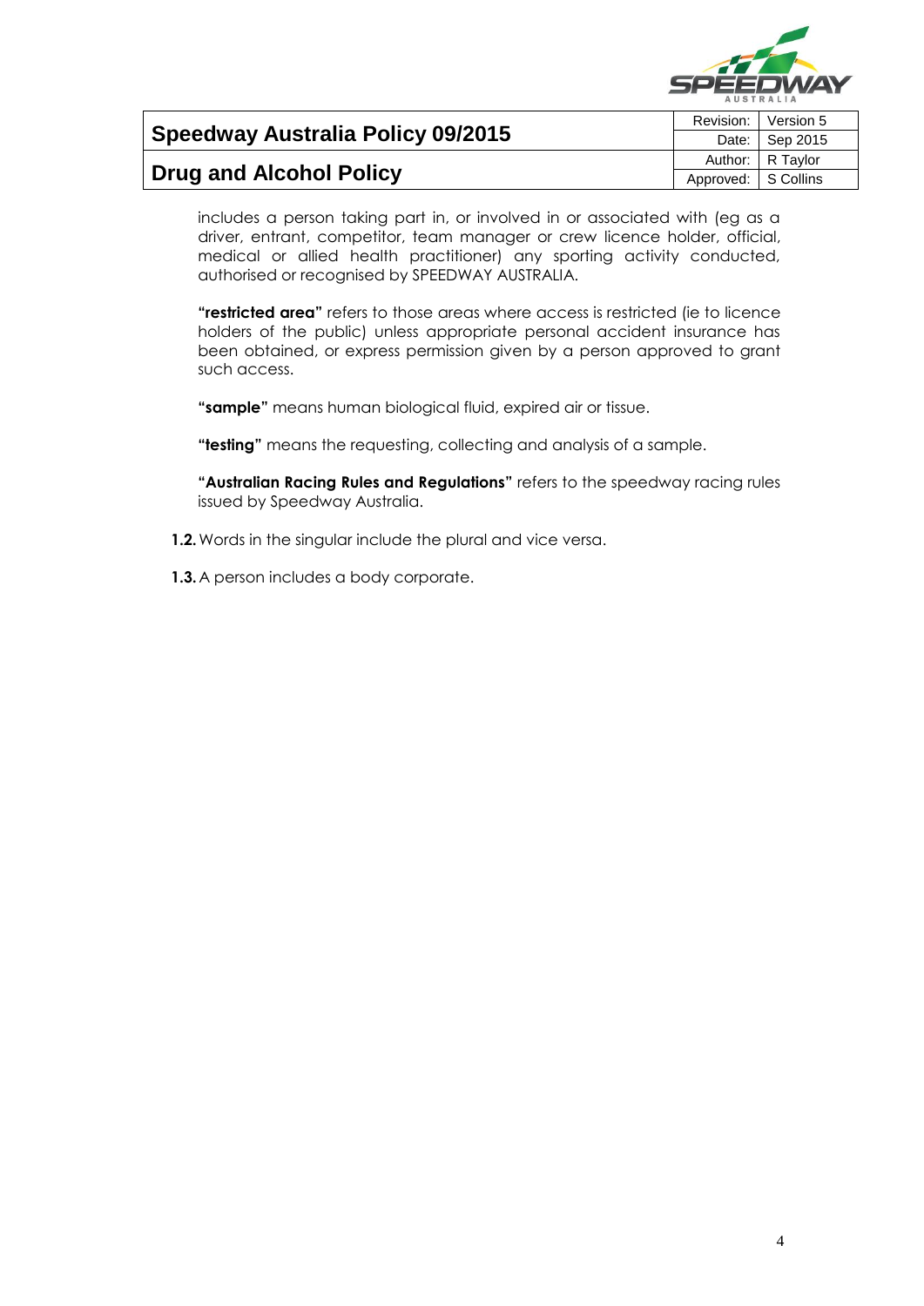includes a person taking part in, or involved in or associated with (eg as a driver, entrant, competitor, team manager or crew licence holder, official, medical or allied health practitioner) any sporting activity conducted, authorised or recognised by SPEEDWAY AUSTRALIA.

**"restricted area"** refers to those areas where access is restricted (ie to licence holders of the public) unless appropriate personal accident insurance has been obtained, or express permission given by a person approved to grant such access.

**"sample"** means human biological fluid, expired air or tissue.

**"testing"** means the requesting, collecting and analysis of a sample.

**"Australian Racing Rules and Regulations"** refers to the speedway racing rules issued by Speedway Australia.

**1.2.** Words in the singular include the plural and vice versa.

**1.3.** A person includes a body corporate.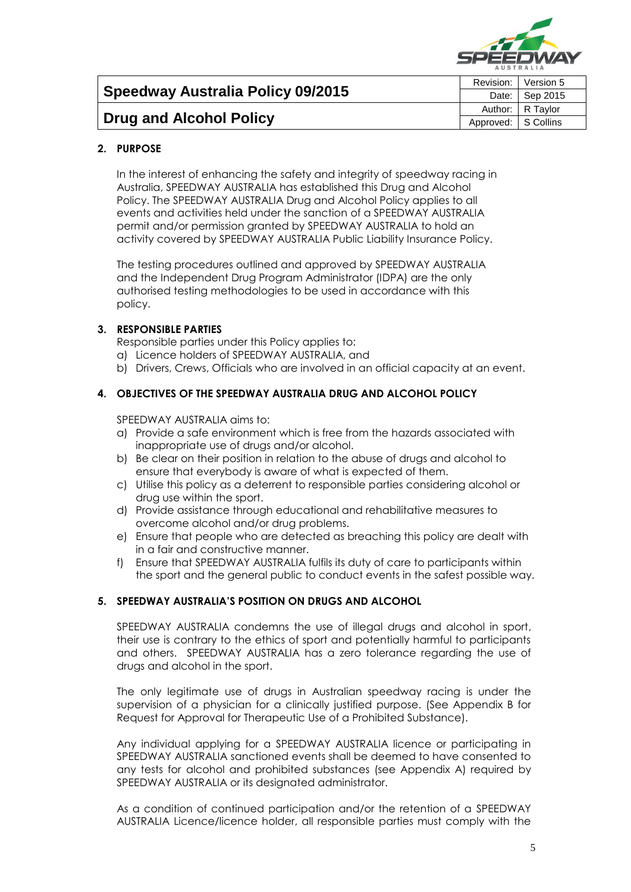| Speedway Australia Policy 09/2015 | Revision: | Version 5 |
| --- | --- | --- |
| | Date: | Sep 2015 |
| Drug and Alcohol Policy | Author: | R Taylor |
| | Approved: | S Collins |

## 2. PURPOSE

In the interest of enhancing the safety and integrity of speedway racing in Australia, SPEEDWAY AUSTRALIA has established this Drug and Alcohol Policy. The SPEEDWAY AUSTRALIA Drug and Alcohol Policy applies to all events and activities held under the sanction of a SPEEDWAY AUSTRALIA permit and/or permission granted by SPEEDWAY AUSTRALIA to hold an activity covered by SPEEDWAY AUSTRALIA Public Liability Insurance Policy.

The testing procedures outlined and approved by SPEEDWAY AUSTRALIA and the Independent Drug Program Administrator (IDPA) are the only authorised testing methodologies to be used in accordance with this policy.

## 3. RESPONSIBLE PARTIES

Responsible parties under this Policy applies to:

a) Licence holders of SPEEDWAY AUSTRALIA, and
b) Drivers, Crews, Officials who are involved in an official capacity at an event.

## 4. OBJECTIVES OF THE SPEEDWAY AUSTRALIA DRUG AND ALCOHOL POLICY

SPEEDWAY AUSTRALIA aims to:

a) Provide a safe environment which is free from the hazards associated with inappropriate use of drugs and/or alcohol.
b) Be clear on their position in relation to the abuse of drugs and alcohol to ensure that everybody is aware of what is expected of them.
c) Utilise this policy as a deterrent to responsible parties considering alcohol or drug use within the sport.
d) Provide assistance through educational and rehabilitative measures to overcome alcohol and/or drug problems.
e) Ensure that people who are detected as breaching this policy are dealt with in a fair and constructive manner.
f) Ensure that SPEEDWAY AUSTRALIA fulfils its duty of care to participants within the sport and the general public to conduct events in the safest possible way.

## 5. SPEEDWAY AUSTRALIA'S POSITION ON DRUGS AND ALCOHOL

SPEEDWAY AUSTRALIA condemns the use of illegal drugs and alcohol in sport, their use is contrary to the ethics of sport and potentially harmful to participants and others. SPEEDWAY AUSTRALIA has a zero tolerance regarding the use of drugs and alcohol in the sport.

The only legitimate use of drugs in Australian speedway racing is under the supervision of a physician for a clinically justified purpose. (See Appendix B for Request for Approval for Therapeutic Use of a Prohibited Substance).

Any individual applying for a SPEEDWAY AUSTRALIA licence or participating in SPEEDWAY AUSTRALIA sanctioned events shall be deemed to have consented to any tests for alcohol and prohibited substances (see Appendix A) required by SPEEDWAY AUSTRALIA or its designated administrator.

As a condition of continued participation and/or the retention of a SPEEDWAY AUSTRALIA Licence/licence holder, all responsible parties must comply with the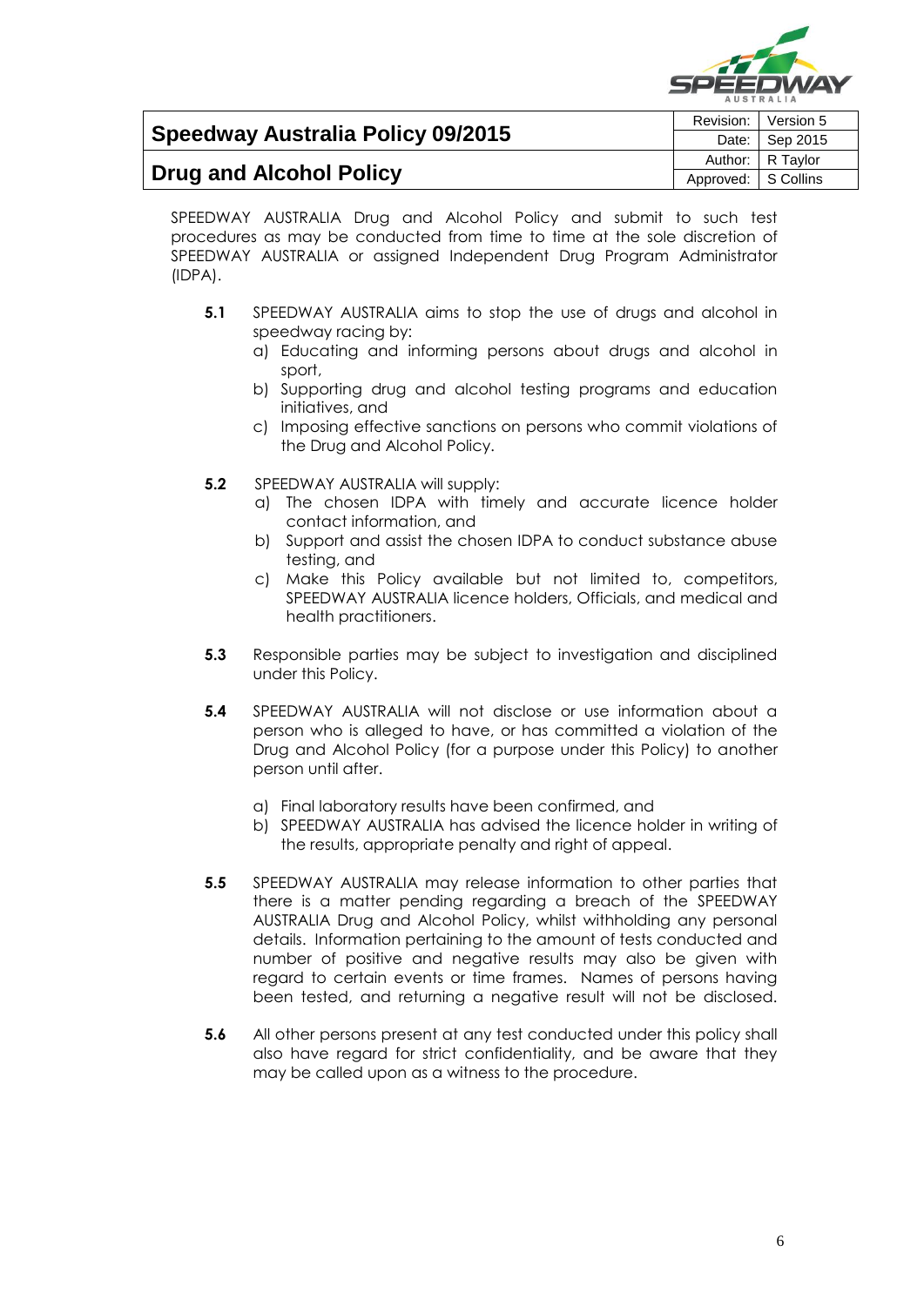SPEEDWAY AUSTRALIA Drug and Alcohol Policy and submit to such test procedures as may be conducted from time to time at the sole discretion of SPEEDWAY AUSTRALIA or assigned Independent Drug Program Administrator (IDPA).

**5.1** SPEEDWAY AUSTRALIA aims to stop the use of drugs and alcohol in speedway racing by:

a) Educating and informing persons about drugs and alcohol in sport,
b) Supporting drug and alcohol testing programs and education initiatives, and
c) Imposing effective sanctions on persons who commit violations of the Drug and Alcohol Policy.

**5.2** SPEEDWAY AUSTRALIA will supply:

a) The chosen IDPA with timely and accurate licence holder contact information, and
b) Support and assist the chosen IDPA to conduct substance abuse testing, and
c) Make this Policy available but not limited to, competitors, SPEEDWAY AUSTRALIA licence holders, Officials, and medical and health practitioners.

**5.3** Responsible parties may be subject to investigation and disciplined under this Policy.

**5.4** SPEEDWAY AUSTRALIA will not disclose or use information about a person who is alleged to have, or has committed a violation of the Drug and Alcohol Policy (for a purpose under this Policy) to another person until after.

a) Final laboratory results have been confirmed, and
b) SPEEDWAY AUSTRALIA has advised the licence holder in writing of the results, appropriate penalty and right of appeal.

**5.5** SPEEDWAY AUSTRALIA may release information to other parties that there is a matter pending regarding a breach of the SPEEDWAY AUSTRALIA Drug and Alcohol Policy, whilst withholding any personal details. Information pertaining to the amount of tests conducted and number of positive and negative results may also be given with regard to certain events or time frames. Names of persons having been tested, and returning a negative result will not be disclosed.

**5.6** All other persons present at any test conducted under this policy shall also have regard for strict confidentiality, and be aware that they may be called upon as a witness to the procedure.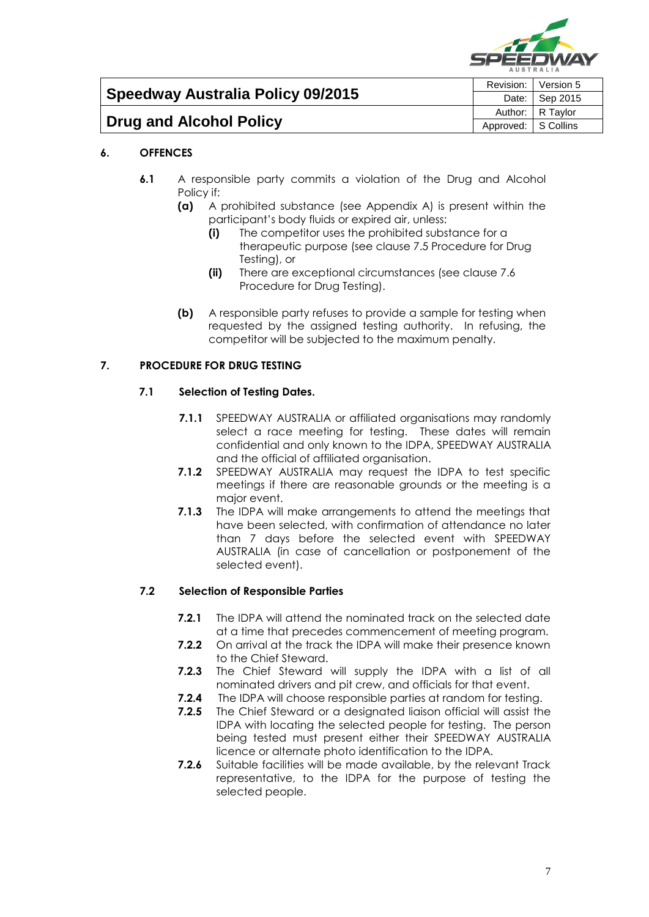## 6. OFFENCES

**6.1** A responsible party commits a violation of the Drug and Alcohol Policy if:

**(a)** A prohibited substance (see Appendix A) is present within the participant's body fluids or expired air, unless:

**(i)** The competitor uses the prohibited substance for a therapeutic purpose (see clause 7.5 Procedure for Drug Testing), or

**(ii)** There are exceptional circumstances (see clause 7.6 Procedure for Drug Testing).

**(b)** A responsible party refuses to provide a sample for testing when requested by the assigned testing authority. In refusing, the competitor will be subjected to the maximum penalty.

## 7. PROCEDURE FOR DRUG TESTING

### 7.1 Selection of Testing Dates.

**7.1.1** SPEEDWAY AUSTRALIA or affiliated organisations may randomly select a race meeting for testing. These dates will remain confidential and only known to the IDPA, SPEEDWAY AUSTRALIA and the official of affiliated organisation.

**7.1.2** SPEEDWAY AUSTRALIA may request the IDPA to test specific meetings if there are reasonable grounds or the meeting is a major event.

**7.1.3** The IDPA will make arrangements to attend the meetings that have been selected, with confirmation of attendance no later than 7 days before the selected event with SPEEDWAY AUSTRALIA (in case of cancellation or postponement of the selected event).

### 7.2 Selection of Responsible Parties

**7.2.1** The IDPA will attend the nominated track on the selected date at a time that precedes commencement of meeting program.

**7.2.2** On arrival at the track the IDPA will make their presence known to the Chief Steward.

**7.2.3** The Chief Steward will supply the IDPA with a list of all nominated drivers and pit crew, and officials for that event.

**7.2.4** The IDPA will choose responsible parties at random for testing.

**7.2.5** The Chief Steward or a designated liaison official will assist the IDPA with locating the selected people for testing. The person being tested must present either their SPEEDWAY AUSTRALIA licence or alternate photo identification to the IDPA.

**7.2.6** Suitable facilities will be made available, by the relevant Track representative, to the IDPA for the purpose of testing the selected people.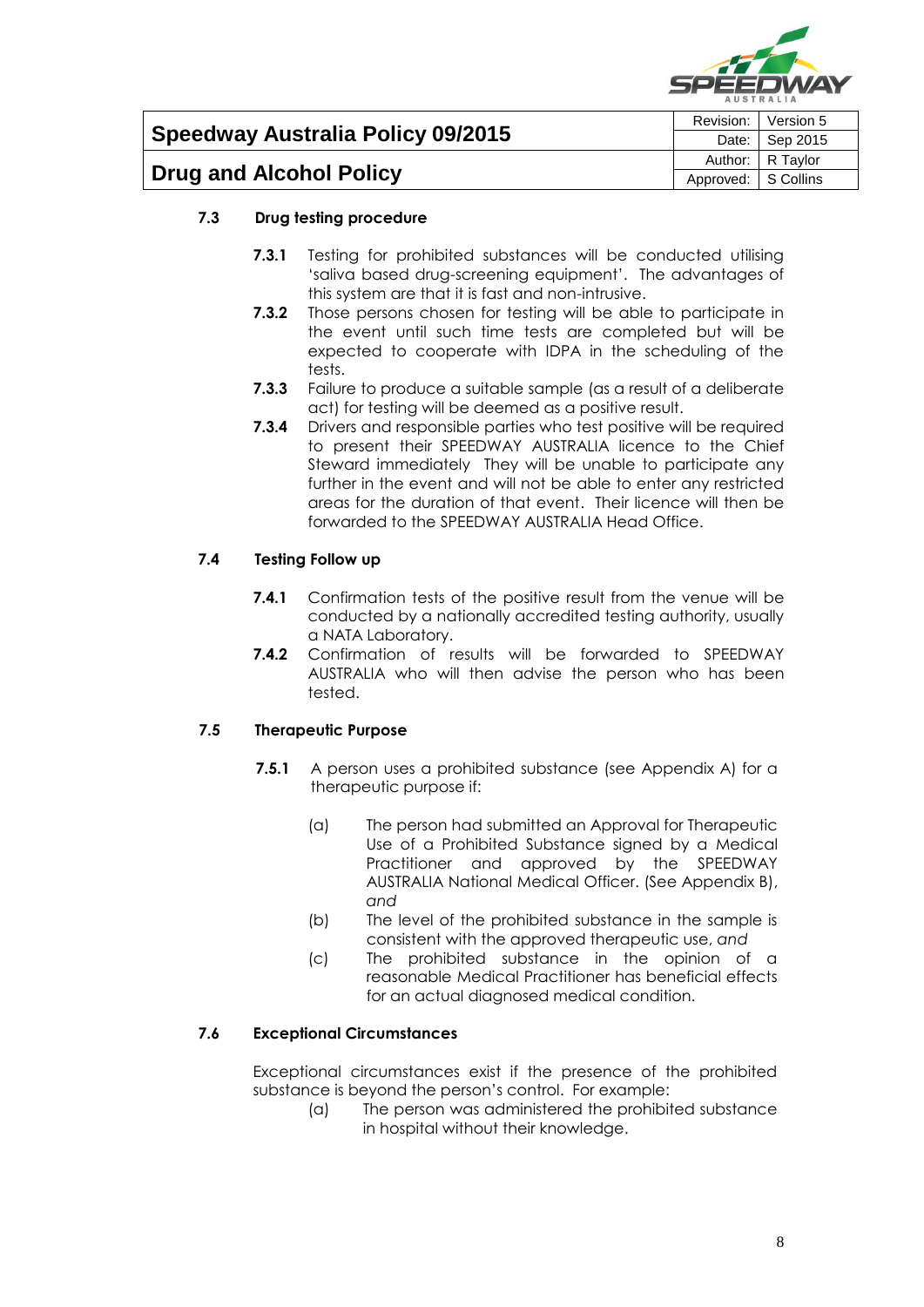### 7.3 Drug testing procedure

**7.3.1** Testing for prohibited substances will be conducted utilising 'saliva based drug-screening equipment'. The advantages of this system are that it is fast and non-intrusive.

**7.3.2** Those persons chosen for testing will be able to participate in the event until such time tests are completed but will be expected to cooperate with IDPA in the scheduling of the tests.

**7.3.3** Failure to produce a suitable sample (as a result of a deliberate act) for testing will be deemed as a positive result.

**7.3.4** Drivers and responsible parties who test positive will be required to present their SPEEDWAY AUSTRALIA licence to the Chief Steward immediately They will be unable to participate any further in the event and will not be able to enter any restricted areas for the duration of that event. Their licence will then be forwarded to the SPEEDWAY AUSTRALIA Head Office.

### 7.4 Testing Follow up

**7.4.1** Confirmation tests of the positive result from the venue will be conducted by a nationally accredited testing authority, usually a NATA Laboratory.

**7.4.2** Confirmation of results will be forwarded to SPEEDWAY AUSTRALIA who will then advise the person who has been tested.

### 7.5 Therapeutic Purpose

**7.5.1** A person uses a prohibited substance (see Appendix A) for a therapeutic purpose if:

(a) The person had submitted an Approval for Therapeutic Use of a Prohibited Substance signed by a Medical Practitioner and approved by the SPEEDWAY AUSTRALIA National Medical Officer. (See Appendix B), *and*

(b) The level of the prohibited substance in the sample is consistent with the approved therapeutic use, *and*

(c) The prohibited substance in the opinion of a reasonable Medical Practitioner has beneficial effects for an actual diagnosed medical condition.

### 7.6 Exceptional Circumstances

Exceptional circumstances exist if the presence of the prohibited substance is beyond the person's control. For example:

(a) The person was administered the prohibited substance in hospital without their knowledge.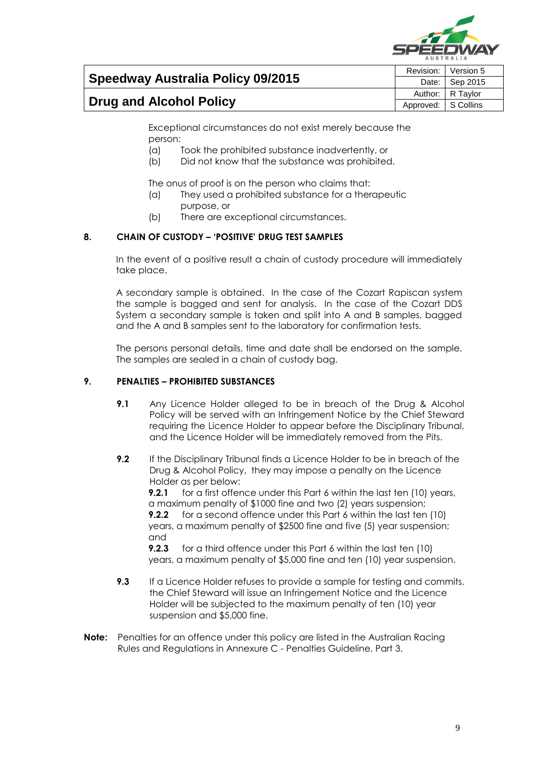Exceptional circumstances do not exist merely because the person:

(a) Took the prohibited substance inadvertently, or
(b) Did not know that the substance was prohibited.

The onus of proof is on the person who claims that:

(a) They used a prohibited substance for a therapeutic purpose, or
(b) There are exceptional circumstances.

## 8. CHAIN OF CUSTODY – 'POSITIVE' DRUG TEST SAMPLES

In the event of a positive result a chain of custody procedure will immediately take place.

A secondary sample is obtained. In the case of the Cozart Rapiscan system the sample is bagged and sent for analysis. In the case of the Cozart DDS System a secondary sample is taken and split into A and B samples, bagged and the A and B samples sent to the laboratory for confirmation tests.

The persons personal details, time and date shall be endorsed on the sample. The samples are sealed in a chain of custody bag.

## 9. PENALTIES – PROHIBITED SUBSTANCES

**9.1** Any Licence Holder alleged to be in breach of the Drug & Alcohol Policy will be served with an Infringement Notice by the Chief Steward requiring the Licence Holder to appear before the Disciplinary Tribunal, and the Licence Holder will be immediately removed from the Pits.

**9.2** If the Disciplinary Tribunal finds a Licence Holder to be in breach of the Drug & Alcohol Policy, they may impose a penalty on the Licence Holder as per below:

**9.2.1** for a first offence under this Part 6 within the last ten (10) years, a maximum penalty of $1000 fine and two (2) years suspension;

**9.2.2** for a second offence under this Part 6 within the last ten (10) years, a maximum penalty of $2500 fine and five (5) year suspension; and

**9.2.3** for a third offence under this Part 6 within the last ten (10) years, a maximum penalty of $5,000 fine and ten (10) year suspension.

**9.3** If a Licence Holder refuses to provide a sample for testing and commits, the Chief Steward will issue an Infringement Notice and the Licence Holder will be subjected to the maximum penalty of ten (10) year suspension and $5,000 fine.

**Note:** Penalties for an offence under this policy are listed in the Australian Racing Rules and Regulations in Annexure C - Penalties Guideline, Part 3.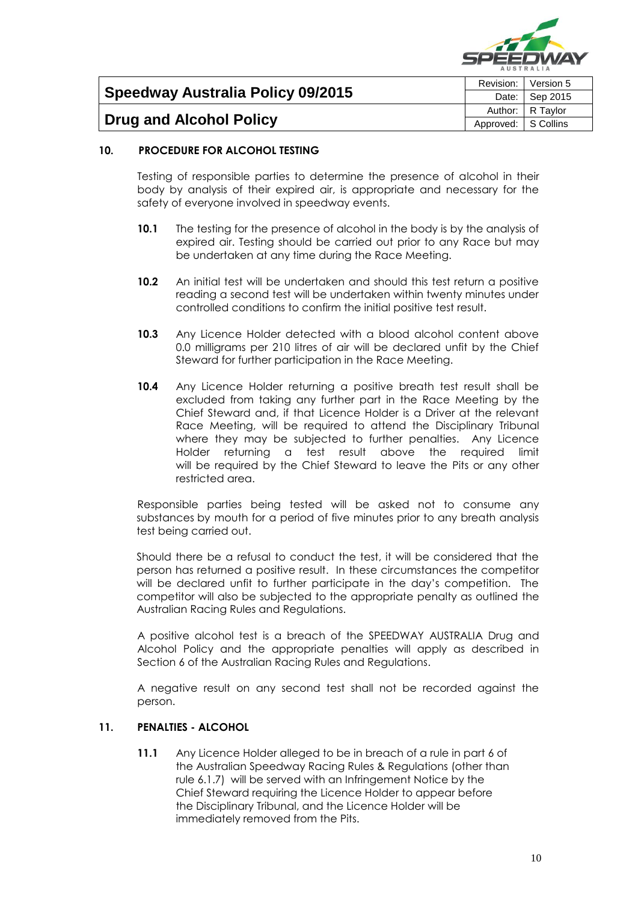## 10. PROCEDURE FOR ALCOHOL TESTING

Testing of responsible parties to determine the presence of alcohol in their body by analysis of their expired air, is appropriate and necessary for the safety of everyone involved in speedway events.

**10.1** The testing for the presence of alcohol in the body is by the analysis of expired air. Testing should be carried out prior to any Race but may be undertaken at any time during the Race Meeting.

**10.2** An initial test will be undertaken and should this test return a positive reading a second test will be undertaken within twenty minutes under controlled conditions to confirm the initial positive test result.

**10.3** Any Licence Holder detected with a blood alcohol content above 0.0 milligrams per 210 litres of air will be declared unfit by the Chief Steward for further participation in the Race Meeting.

**10.4** Any Licence Holder returning a positive breath test result shall be excluded from taking any further part in the Race Meeting by the Chief Steward and, if that Licence Holder is a Driver at the relevant Race Meeting, will be required to attend the Disciplinary Tribunal where they may be subjected to further penalties. Any Licence Holder returning a test result above the required limit will be required by the Chief Steward to leave the Pits or any other restricted area.

Responsible parties being tested will be asked not to consume any substances by mouth for a period of five minutes prior to any breath analysis test being carried out.

Should there be a refusal to conduct the test, it will be considered that the person has returned a positive result. In these circumstances the competitor will be declared unfit to further participate in the day's competition. The competitor will also be subjected to the appropriate penalty as outlined the Australian Racing Rules and Regulations.

A positive alcohol test is a breach of the SPEEDWAY AUSTRALIA Drug and Alcohol Policy and the appropriate penalties will apply as described in Section 6 of the Australian Racing Rules and Regulations.

A negative result on any second test shall not be recorded against the person.

## 11. PENALTIES - ALCOHOL

**11.1** Any Licence Holder alleged to be in breach of a rule in part 6 of the Australian Speedway Racing Rules & Regulations (other than rule 6.1.7) will be served with an Infringement Notice by the Chief Steward requiring the Licence Holder to appear before the Disciplinary Tribunal, and the Licence Holder will be immediately removed from the Pits.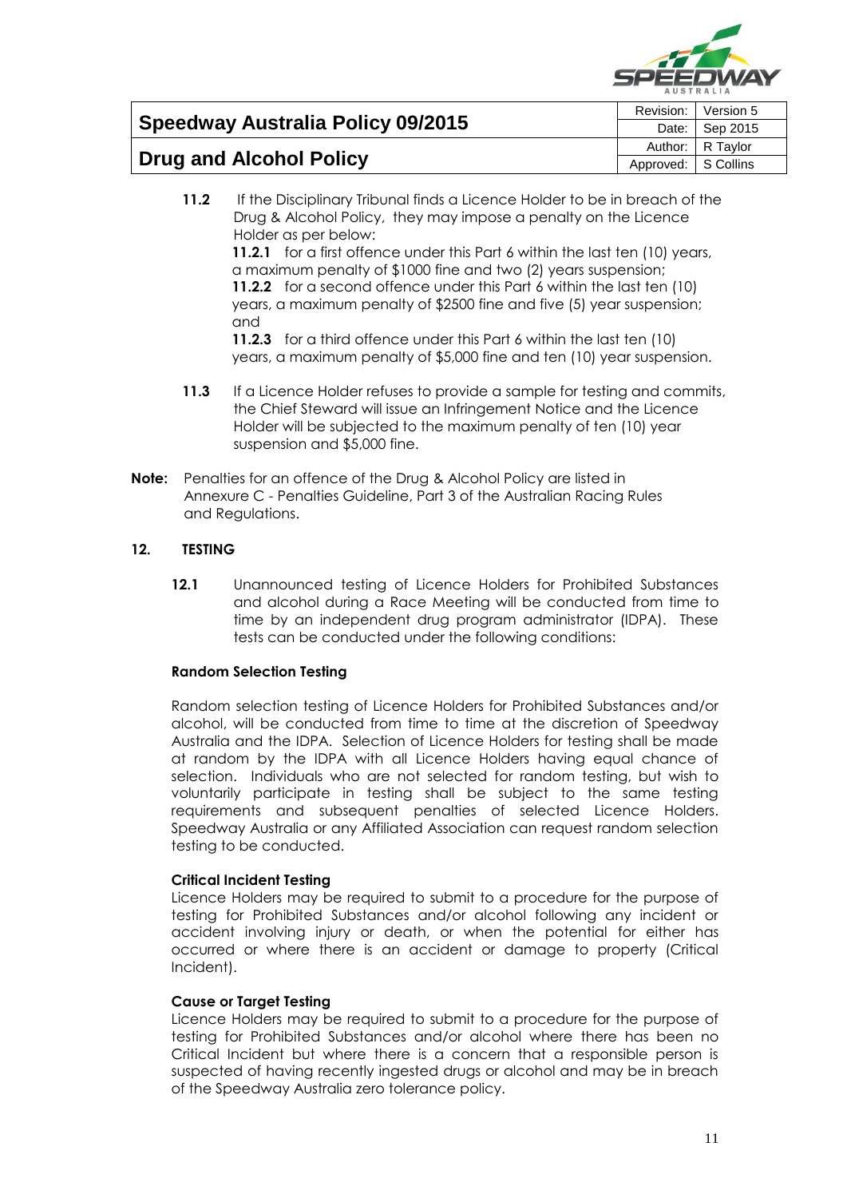**11.2** If the Disciplinary Tribunal finds a Licence Holder to be in breach of the Drug & Alcohol Policy, they may impose a penalty on the Licence Holder as per below:

**11.2.1** for a first offence under this Part 6 within the last ten (10) years, a maximum penalty of $1000 fine and two (2) years suspension;

**11.2.2** for a second offence under this Part 6 within the last ten (10) years, a maximum penalty of $2500 fine and five (5) year suspension; and

**11.2.3** for a third offence under this Part 6 within the last ten (10) years, a maximum penalty of $5,000 fine and ten (10) year suspension.

**11.3** If a Licence Holder refuses to provide a sample for testing and commits, the Chief Steward will issue an Infringement Notice and the Licence Holder will be subjected to the maximum penalty of ten (10) year suspension and $5,000 fine.

**Note:** Penalties for an offence of the Drug & Alcohol Policy are listed in Annexure C - Penalties Guideline, Part 3 of the Australian Racing Rules and Regulations.

## 12. TESTING

**12.1** Unannounced testing of Licence Holders for Prohibited Substances and alcohol during a Race Meeting will be conducted from time to time by an independent drug program administrator (IDPA). These tests can be conducted under the following conditions:

**Random Selection Testing**

Random selection testing of Licence Holders for Prohibited Substances and/or alcohol, will be conducted from time to time at the discretion of Speedway Australia and the IDPA. Selection of Licence Holders for testing shall be made at random by the IDPA with all Licence Holders having equal chance of selection. Individuals who are not selected for random testing, but wish to voluntarily participate in testing shall be subject to the same testing requirements and subsequent penalties of selected Licence Holders. Speedway Australia or any Affiliated Association can request random selection testing to be conducted.

**Critical Incident Testing**

Licence Holders may be required to submit to a procedure for the purpose of testing for Prohibited Substances and/or alcohol following any incident or accident involving injury or death, or when the potential for either has occurred or where there is an accident or damage to property (Critical Incident).

**Cause or Target Testing**

Licence Holders may be required to submit to a procedure for the purpose of testing for Prohibited Substances and/or alcohol where there has been no Critical Incident but where there is a concern that a responsible person is suspected of having recently ingested drugs or alcohol and may be in breach of the Speedway Australia zero tolerance policy.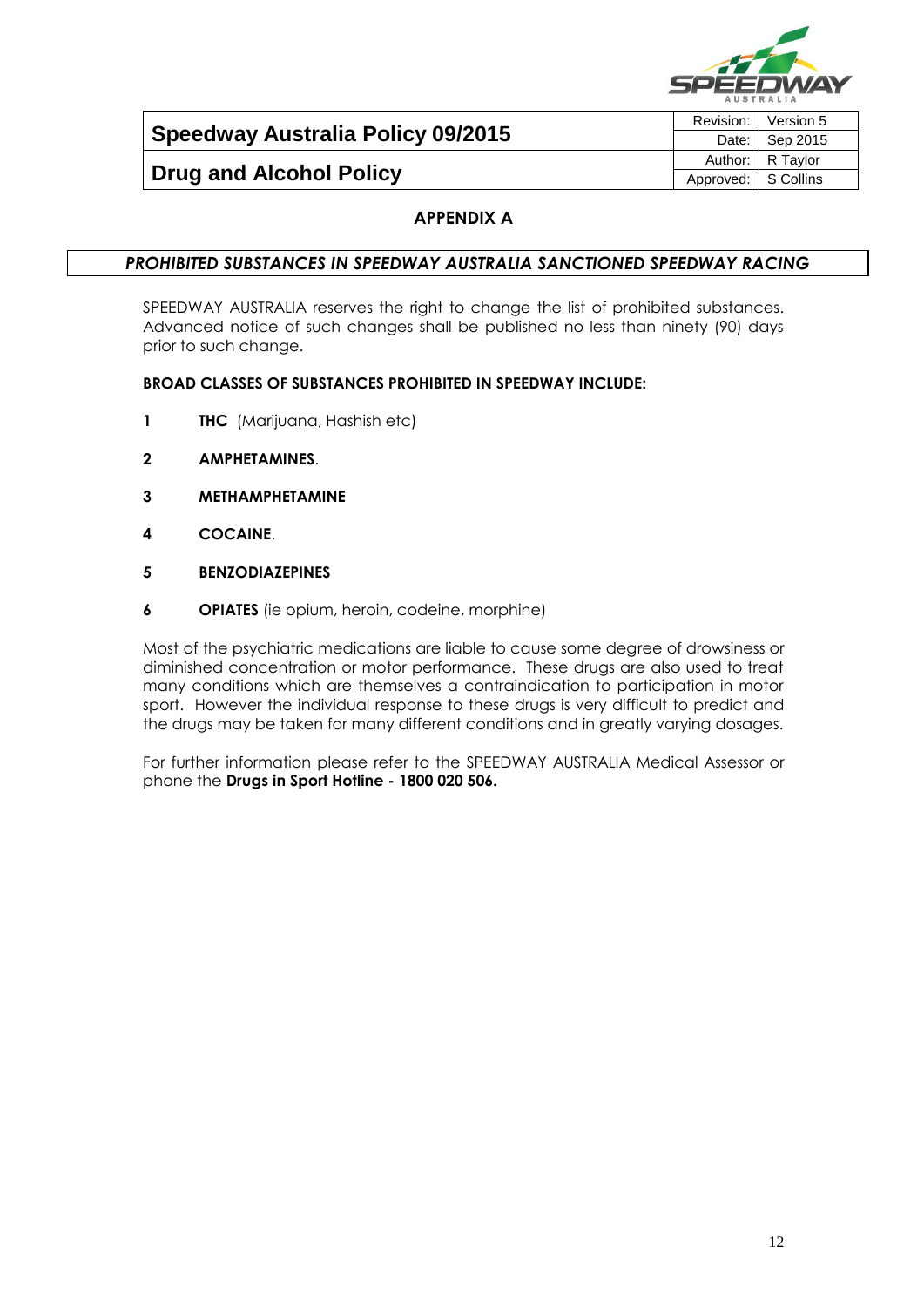| Speedway Australia Policy 09/2015 | Revision: | Version 5 |
|---|---|---|
| | Date: | Sep 2015 |
| Drug and Alcohol Policy | Author: | R Taylor |
| | Approved: | S Collins |

## APPENDIX A

### *PROHIBITED SUBSTANCES IN SPEEDWAY AUSTRALIA SANCTIONED SPEEDWAY RACING*

SPEEDWAY AUSTRALIA reserves the right to change the list of prohibited substances. Advanced notice of such changes shall be published no less than ninety (90) days prior to such change.

**BROAD CLASSES OF SUBSTANCES PROHIBITED IN SPEEDWAY INCLUDE:**

1. **THC** (Marijuana, Hashish etc)
2. **AMPHETAMINES**.
3. **METHAMPHETAMINE**
4. **COCAINE**.
5. **BENZODIAZEPINES**
6. **OPIATES** (ie opium, heroin, codeine, morphine)

Most of the psychiatric medications are liable to cause some degree of drowsiness or diminished concentration or motor performance. These drugs are also used to treat many conditions which are themselves a contraindication to participation in motor sport. However the individual response to these drugs is very difficult to predict and the drugs may be taken for many different conditions and in greatly varying dosages.

For further information please refer to the SPEEDWAY AUSTRALIA Medical Assessor or phone the **Drugs in Sport Hotline - 1800 020 506.**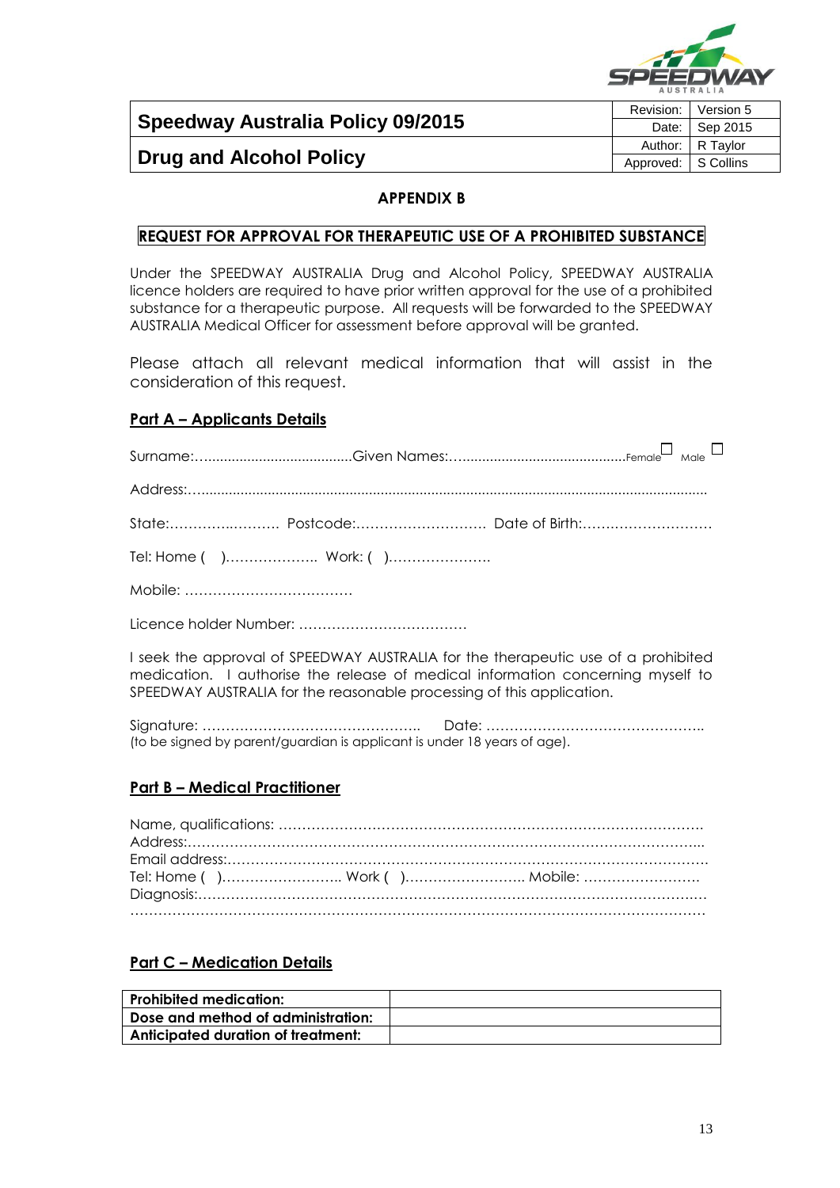| Speedway Australia Policy 09/2015 | Revision: | Version 5 |
|---|---|---|
| | Date: | Sep 2015 |
| Drug and Alcohol Policy | Author: | R Taylor |
| | Approved: | S Collins |

## APPENDIX B

### REQUEST FOR APPROVAL FOR THERAPEUTIC USE OF A PROHIBITED SUBSTANCE

Under the SPEEDWAY AUSTRALIA Drug and Alcohol Policy, SPEEDWAY AUSTRALIA licence holders are required to have prior written approval for the use of a prohibited substance for a therapeutic purpose. All requests will be forwarded to the SPEEDWAY AUSTRALIA Medical Officer for assessment before approval will be granted.

Please attach all relevant medical information that will assist in the consideration of this request.

### Part A – Applicants Details

Surname:……..................................Given Names:….......................................Female ☐ Male ☐

Address:…..............................................................................................................................

State:……………………… Postcode:………………………. Date of Birth:………………………

Tel: Home ( )……………….. Work: ( )………………….

Mobile: ………………………………

Licence holder Number: ………………………………

I seek the approval of SPEEDWAY AUSTRALIA for the therapeutic use of a prohibited medication. I authorise the release of medical information concerning myself to SPEEDWAY AUSTRALIA for the reasonable processing of this application.

Signature: ……………………………………….. Date: ………………………………………..
(to be signed by parent/guardian is applicant is under 18 years of age).

### Part B – Medical Practitioner

Name, qualifications: …………………………………………………………………………….
Address:…………………………………………………………………………………………...
Email address:…………………………………………………………………………………….
Tel: Home ( )…………………….. Work ( )…………………….. Mobile: …………………….
Diagnosis:………………………………………………………………………………………..…
…………………………………………………………………………………………………………

### Part C – Medication Details

| | |
|---|---|
| **Prohibited medication:** | |
| **Dose and method of administration:** | |
| **Anticipated duration of treatment:** | |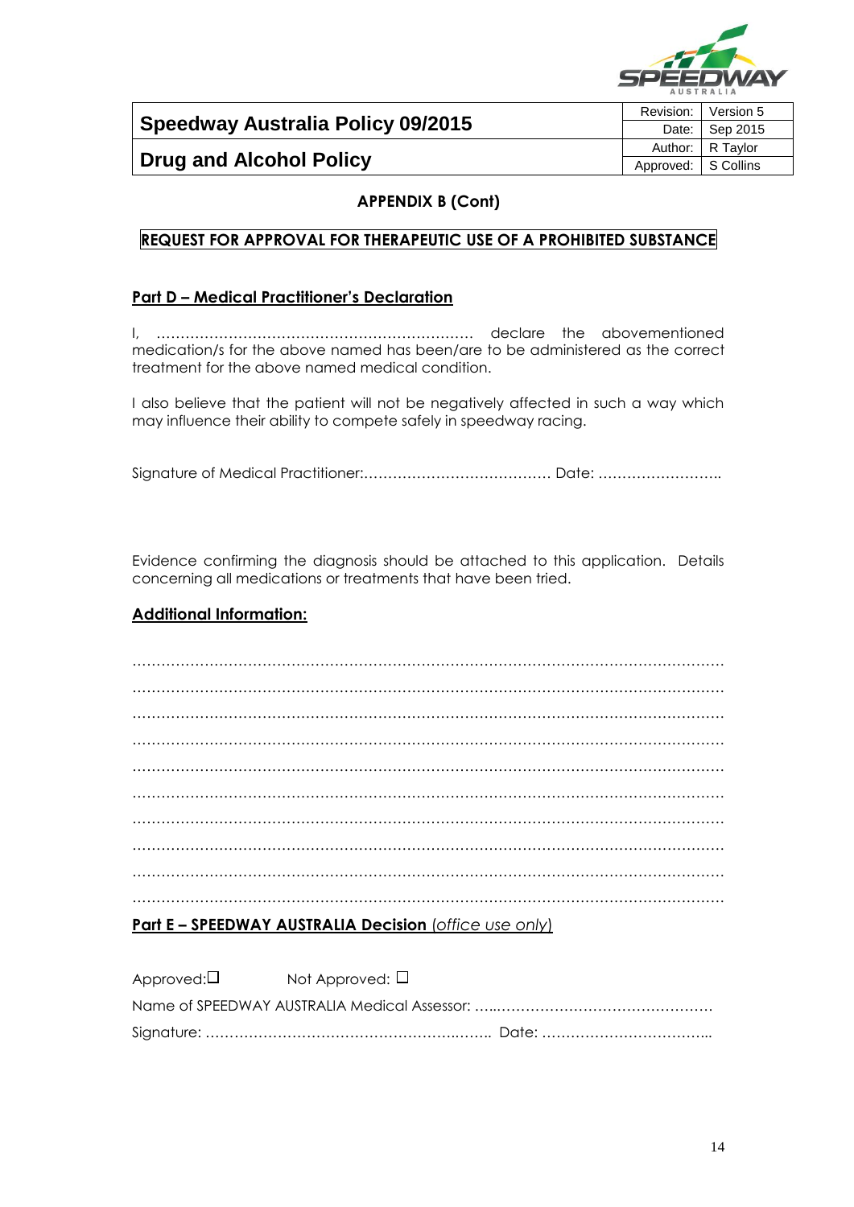| Speedway Australia Policy 09/2015 | Revision: | Version 5 |
| --- | --- | --- |
| | Date: | Sep 2015 |
| Drug and Alcohol Policy | Author: | R Taylor |
| | Approved: | S Collins |

### APPENDIX B (Cont)

**REQUEST FOR APPROVAL FOR THERAPEUTIC USE OF A PROHIBITED SUBSTANCE**

**Part D – Medical Practitioner's Declaration**

I, ………………………………………………………… declare the abovementioned medication/s for the above named has been/are to be administered as the correct treatment for the above named medical condition.

I also believe that the patient will not be negatively affected in such a way which may influence their ability to compete safely in speedway racing.

Signature of Medical Practitioner:………………………………… Date: ……………………..

Evidence confirming the diagnosis should be attached to this application. Details concerning all medications or treatments that have been tried.

**Additional Information:**

……………………………………………………………………………………………………
……………………………………………………………………………………………………
……………………………………………………………………………………………………
……………………………………………………………………………………………………
……………………………………………………………………………………………………
……………………………………………………………………………………………………
……………………………………………………………………………………………………
……………………………………………………………………………………………………
……………………………………………………………………………………………………
……………………………………………………………………………………………………

**Part E – SPEEDWAY AUSTRALIA Decision** *(office use only)*

Approved:☐ Not Approved: ☐

Name of SPEEDWAY AUSTRALIA Medical Assessor: …..………………………………………

Signature: ……………………………………………..…….. Date: ……………………………..